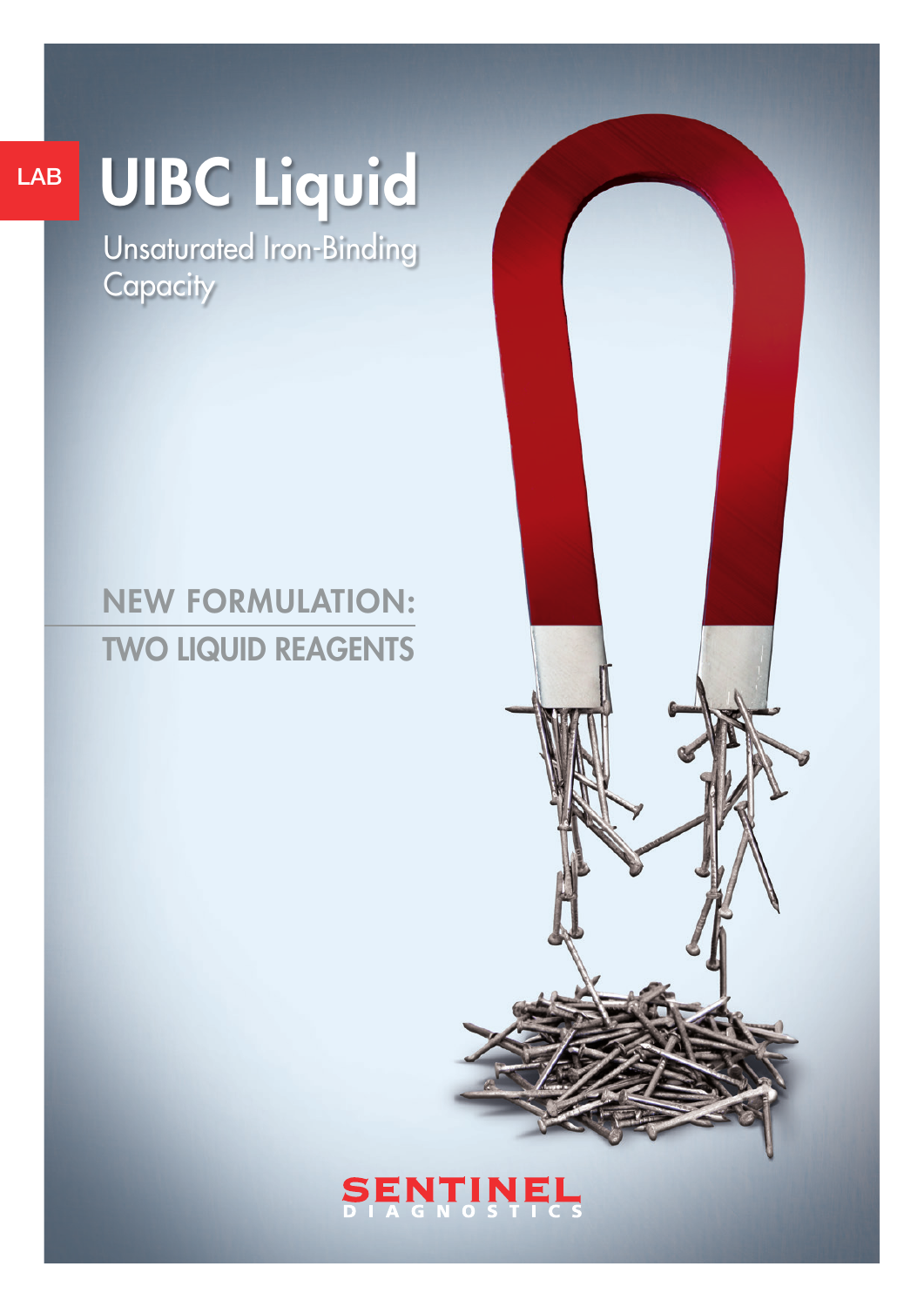LAB

# UIBC Liquid

Unsaturated Iron-Binding Capacity

## NEW FORMULATION:

## TWO LIQUID REAGENTS

SENTINEL
DIAGNOSTICS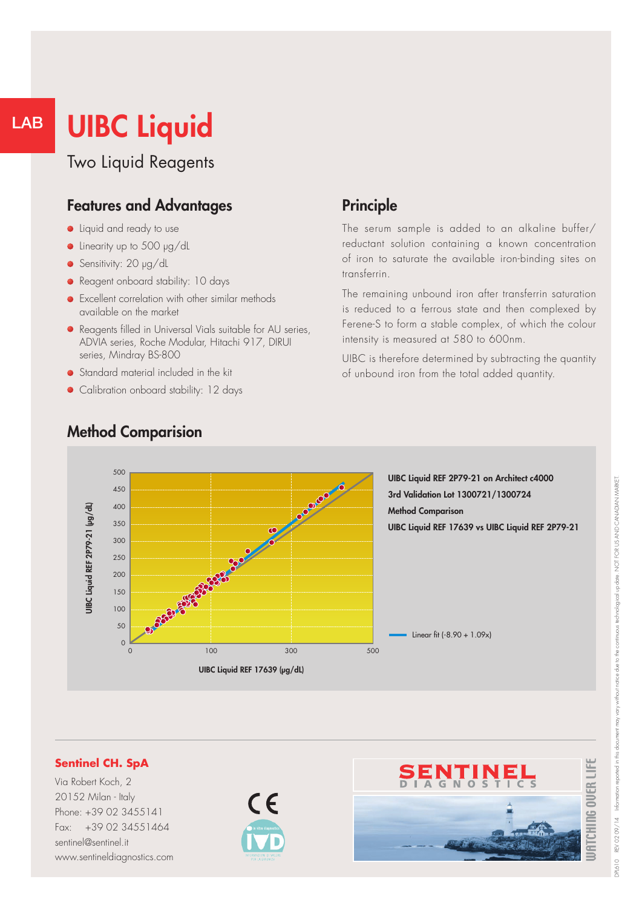LAB

# UIBC Liquid

Two Liquid Reagents

## Features and Advantages

- Liquid and ready to use
- Linearity up to 500 µg/dL
- Sensitivity: 20 µg/dL
- Reagent onboard stability: 10 days
- Excellent correlation with other similar methods available on the market
- Reagents filled in Universal Vials suitable for AU series, ADVIA series, Roche Modular, Hitachi 917, DIRUI series, Mindray BS-800
- Standard material included in the kit
- Calibration onboard stability: 12 days

## Principle

The serum sample is added to an alkaline buffer/ reductant solution containing a known concentration of iron to saturate the available iron-binding sites on transferrin.

The remaining unbound iron after transferrin saturation is reduced to a ferrous state and then complexed by Ferene-S to form a stable complex, of which the colour intensity is measured at 580 to 600nm.

UIBC is therefore determined by subtracting the quantity of unbound iron from the total added quantity.

## Method Comparision

UIBC Liquid REF 2P79-21 (µg/dL)

500
450
400
350
300
250
200
150
100
50
0

0
100
300
500

UIBC Liquid REF 17639 (µg/dL)

**UIBC Liquid REF 2P79-21 on Architect c4000**
**3rd Validation Lot 1300721/1300724**
**Method Comparison**
**UIBC Liquid REF 17639 vs UIBC Liquid REF 2P79-21**

Linear fit (-8.90 + 1.09x)

**Sentinel CH. SpA**

Via Robert Koch, 2
20152 Milan - Italy
Phone: +39 02 3455141
Fax: +39 02 34551464
sentinel@sentinel.it
www.sentineldiagnostics.com

SENTINEL DIAGNOSTICS

WATCHING OVER LIFE

DR610 REV 02 09/14 Information reported in this document may vary without notice due to the continuous technological up-date. NOT FOR US AND CANADIAN MARKET